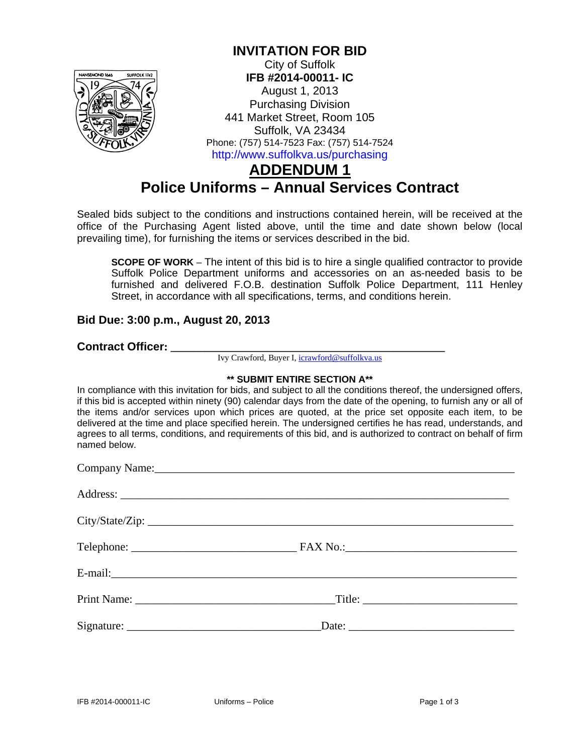# INVITATION FOR BID

City of Suffolk
**IFB #2014-00011- IC**
August 1, 2013
Purchasing Division
441 Market Street, Room 105
Suffolk, VA 23434
Phone: (757) 514-7523 Fax: (757) 514-7524
http://www.suffolkva.us/purchasing

## ADDENDUM 1

## Police Uniforms – Annual Services Contract

Sealed bids subject to the conditions and instructions contained herein, will be received at the office of the Purchasing Agent listed above, until the time and date shown below (local prevailing time), for furnishing the items or services described in the bid.

> **SCOPE OF WORK** – The intent of this bid is to hire a single qualified contractor to provide Suffolk Police Department uniforms and accessories on an as-needed basis to be furnished and delivered F.O.B. destination Suffolk Police Department, 111 Henley Street, in accordance with all specifications, terms, and conditions herein.

**Bid Due: 3:00 p.m., August 20, 2013**

**Contract Officer:** ______________________________________
Ivy Crawford, Buyer I, icrawford@suffolkva.us

**\*\* SUBMIT ENTIRE SECTION A\*\***

In compliance with this invitation for bids, and subject to all the conditions thereof, the undersigned offers, if this bid is accepted within ninety (90) calendar days from the date of the opening, to furnish any or all of the items and/or services upon which prices are quoted, at the price set opposite each item, to be delivered at the time and place specified herein. The undersigned certifies he has read, understands, and agrees to all terms, conditions, and requirements of this bid, and is authorized to contract on behalf of firm named below.

Company Name:_______________________________________________________________

Address: ____________________________________________________________________

City/State/Zip: ______________________________________________________________

Telephone: ___________________________ FAX No.:___________________________

E-mail:_______________________________________________________________________

Print Name: ______________________________Title: _________________________

Signature: ______________________________Date: ___________________________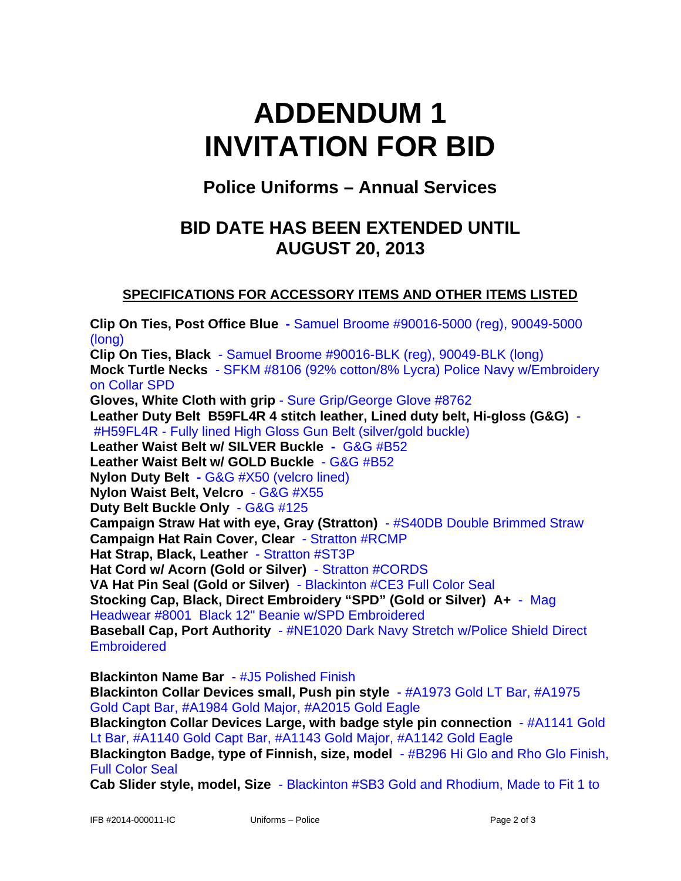# ADDENDUM 1
# INVITATION FOR BID

## Police Uniforms – Annual Services

## BID DATE HAS BEEN EXTENDED UNTIL AUGUST 20, 2013

### SPECIFICATIONS FOR ACCESSORY ITEMS AND OTHER ITEMS LISTED

**Clip On Ties, Post Office Blue -** Samuel Broome #90016-5000 (reg), 90049-5000 (long)
**Clip On Ties, Black** - Samuel Broome #90016-BLK (reg), 90049-BLK (long)
**Mock Turtle Necks** - SFKM #8106 (92% cotton/8% Lycra) Police Navy w/Embroidery on Collar SPD
**Gloves, White Cloth with grip** - Sure Grip/George Glove #8762
**Leather Duty Belt B59FL4R 4 stitch leather, Lined duty belt, Hi-gloss (G&G)** - #H59FL4R - Fully lined High Gloss Gun Belt (silver/gold buckle)
**Leather Waist Belt w/ SILVER Buckle -** G&G #B52
**Leather Waist Belt w/ GOLD Buckle** - G&G #B52
**Nylon Duty Belt -** G&G #X50 (velcro lined)
**Nylon Waist Belt, Velcro** - G&G #X55
**Duty Belt Buckle Only** - G&G #125
**Campaign Straw Hat with eye, Gray (Stratton)** - #S40DB Double Brimmed Straw
**Campaign Hat Rain Cover, Clear** - Stratton #RCMP
**Hat Strap, Black, Leather** - Stratton #ST3P
**Hat Cord w/ Acorn (Gold or Silver)** - Stratton #CORDS
**VA Hat Pin Seal (Gold or Silver)** - Blackinton #CE3 Full Color Seal
**Stocking Cap, Black, Direct Embroidery "SPD" (Gold or Silver) A+** - Mag Headwear #8001 Black 12" Beanie w/SPD Embroidered
**Baseball Cap, Port Authority** - #NE1020 Dark Navy Stretch w/Police Shield Direct Embroidered

**Blackinton Name Bar** - #J5 Polished Finish
**Blackinton Collar Devices small, Push pin style** - #A1973 Gold LT Bar, #A1975 Gold Capt Bar, #A1984 Gold Major, #A2015 Gold Eagle
**Blackington Collar Devices Large, with badge style pin connection** - #A1141 Gold Lt Bar, #A1140 Gold Capt Bar, #A1143 Gold Major, #A1142 Gold Eagle
**Blackington Badge, type of Finnish, size, model** - #B296 Hi Glo and Rho Glo Finish, Full Color Seal
**Cab Slider style, model, Size** - Blackinton #SB3 Gold and Rhodium, Made to Fit 1 to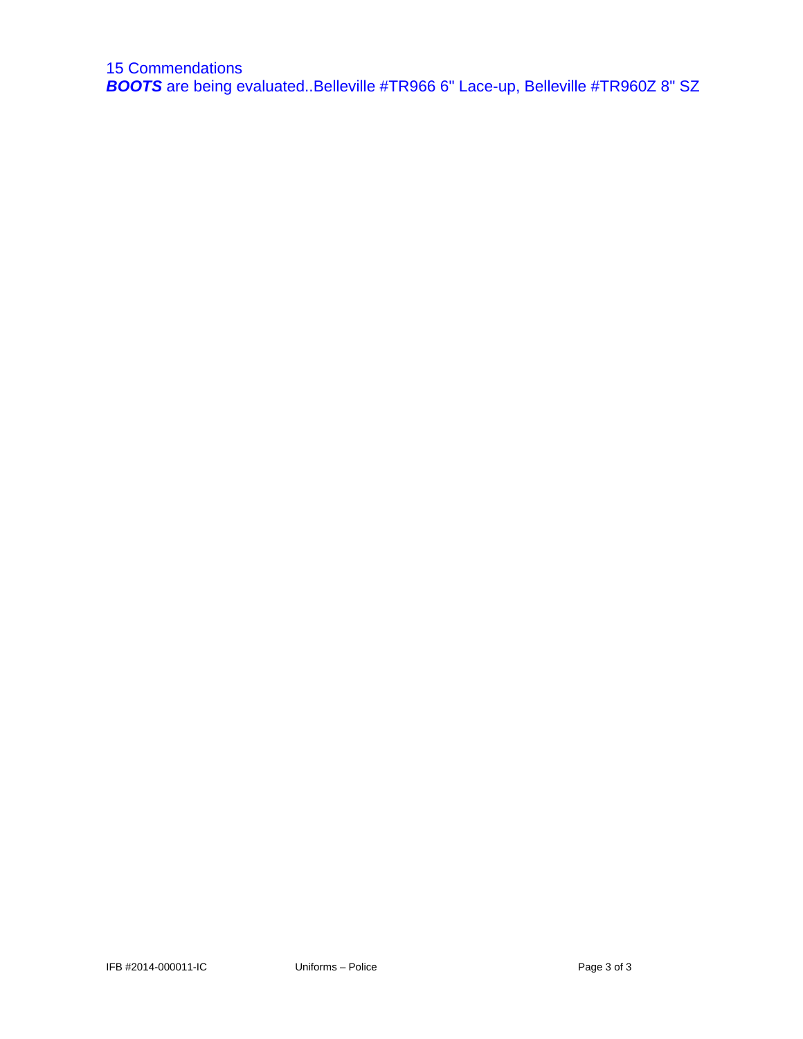15 Commendations

***BOOTS*** are being evaluated..Belleville #TR966 6" Lace-up, Belleville #TR960Z 8" SZ